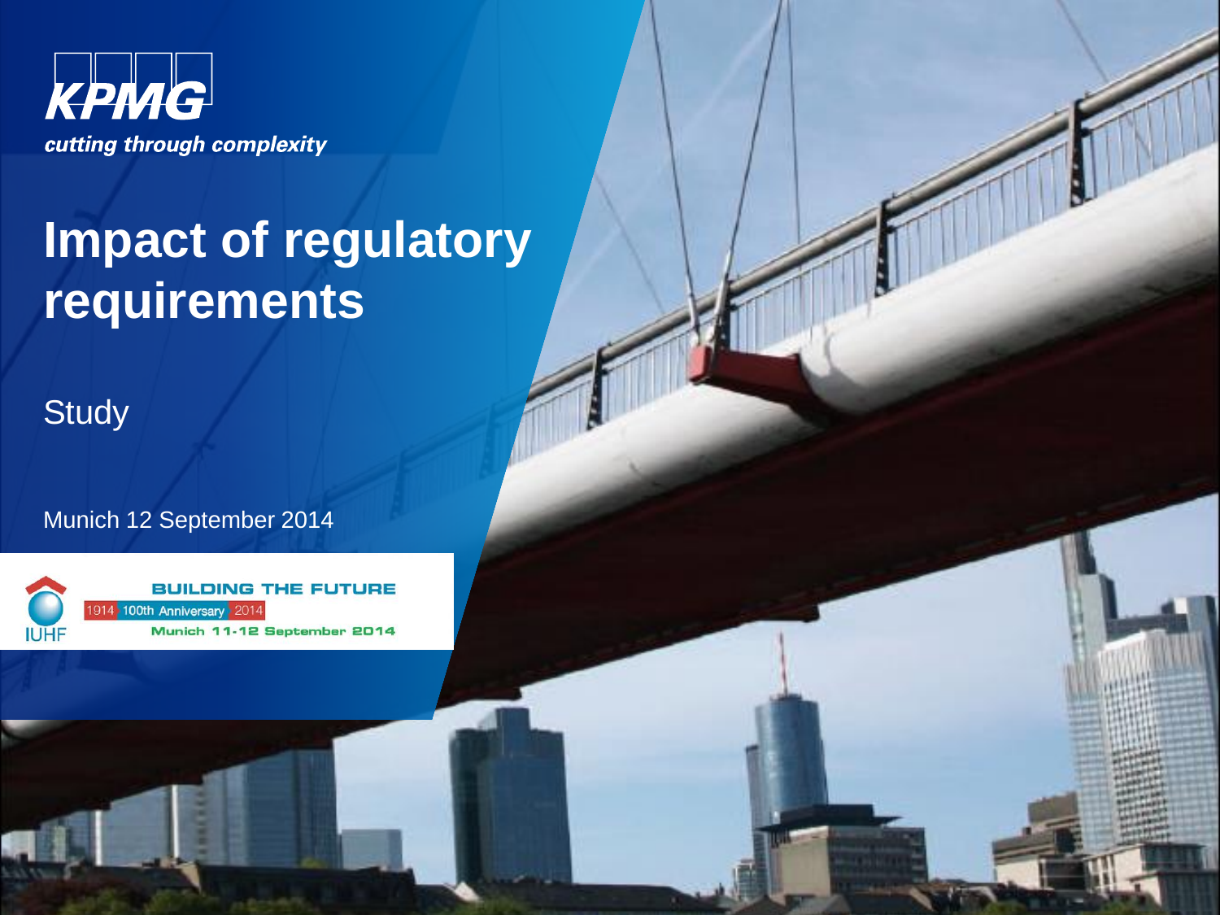KPMG

*cutting through complexity*

# Impact of regulatory requirements

Study

Munich 12 September 2014

IUHF

BUILDING THE FUTURE

1914 100th Anniversary 2014

Munich 11-12 September 2014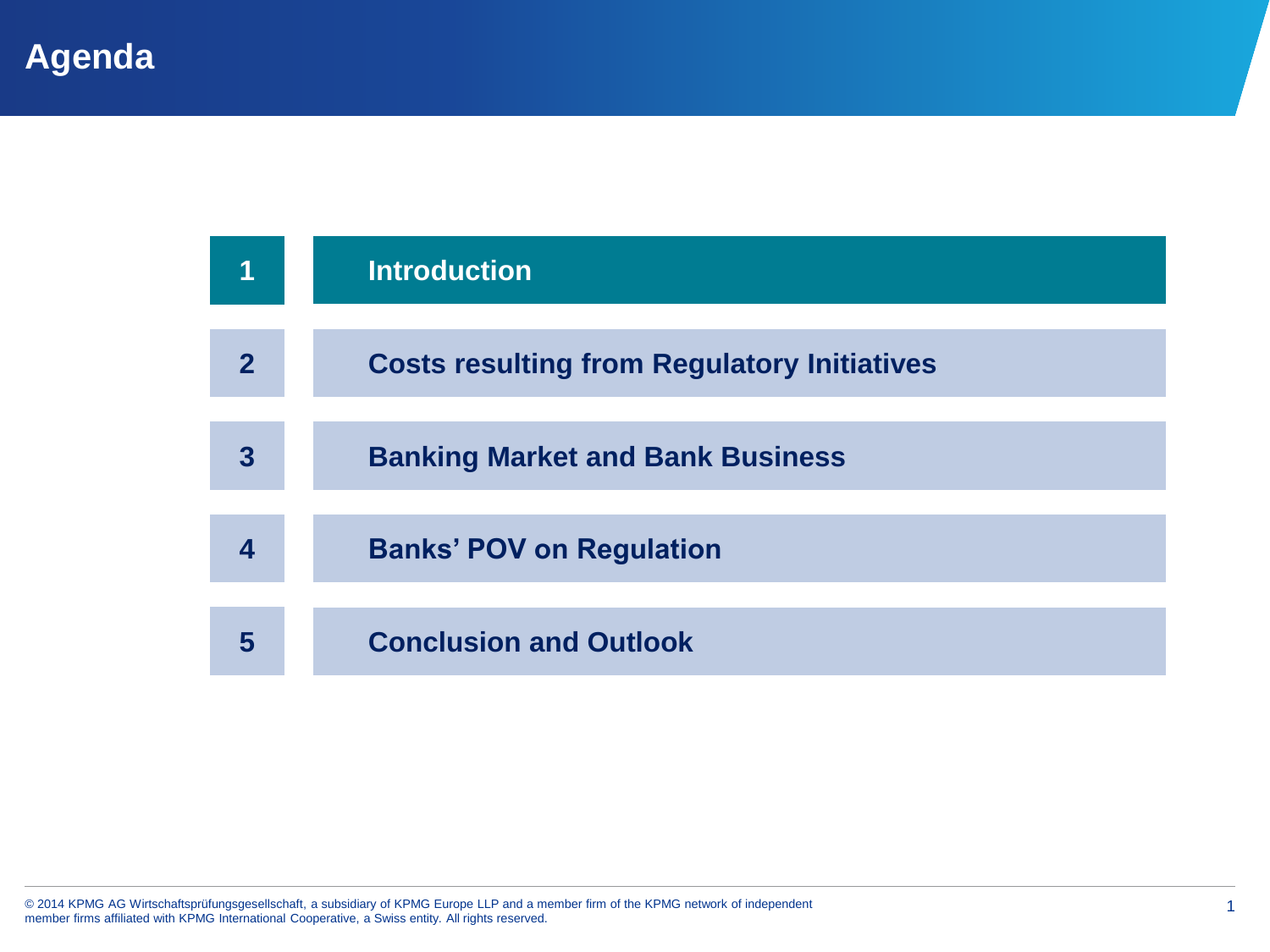# Agenda

1. **Introduction**
2. **Costs resulting from Regulatory Initiatives**
3. **Banking Market and Bank Business**
4. **Banks' POV on Regulation**
5. **Conclusion and Outlook**

© 2014 KPMG AG Wirtschaftsprüfungsgesellschaft, a subsidiary of KPMG Europe LLP and a member firm of the KPMG network of independent member firms affiliated with KPMG International Cooperative, a Swiss entity. All rights reserved.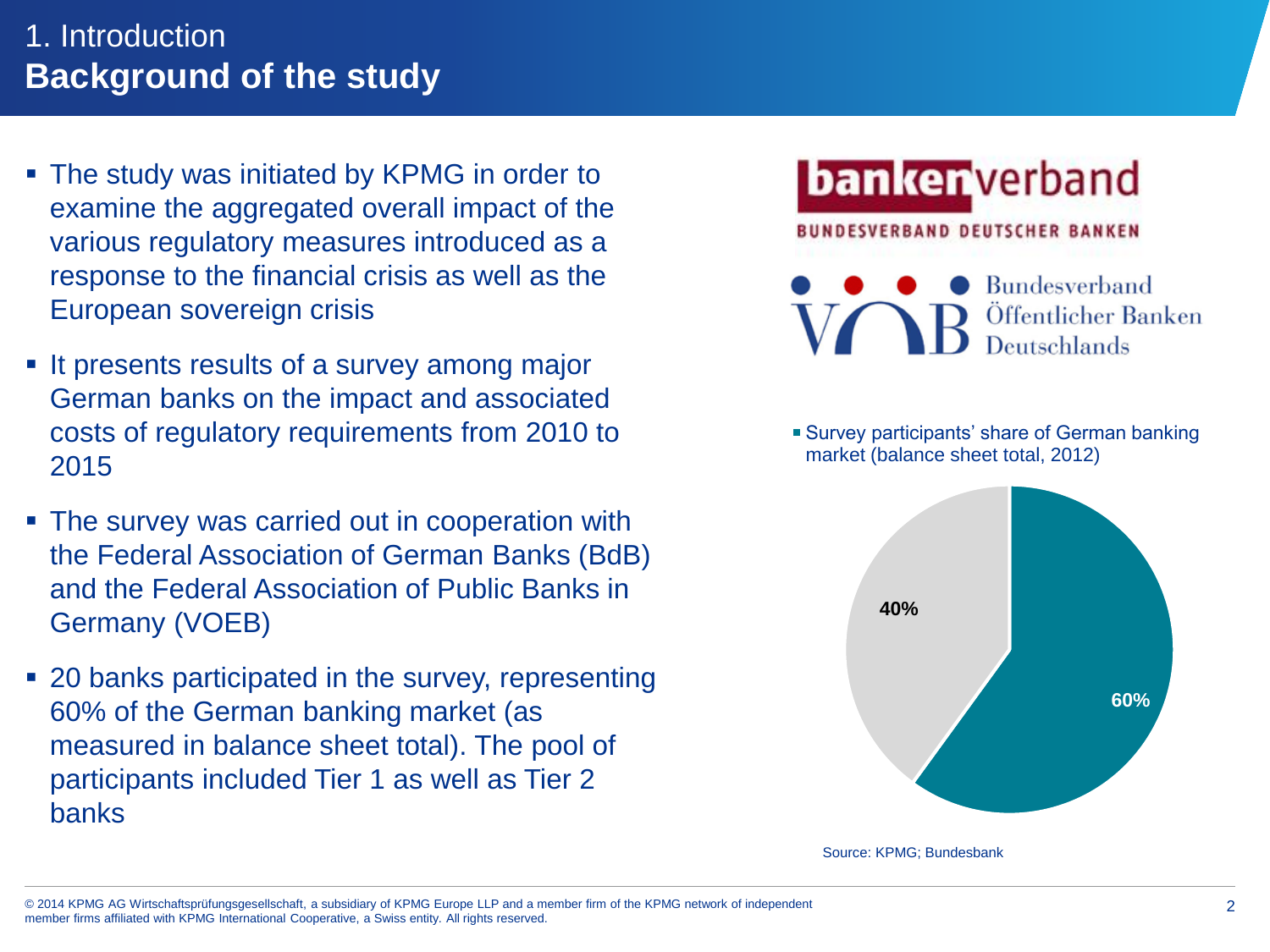# 1. Introduction
## Background of the study

- The study was initiated by KPMG in order to examine the aggregated overall impact of the various regulatory measures introduced as a response to the financial crisis as well as the European sovereign crisis
- It presents results of a survey among major German banks on the impact and associated costs of regulatory requirements from 2010 to 2015
- The survey was carried out in cooperation with the Federal Association of German Banks (BdB) and the Federal Association of Public Banks in Germany (VOEB)
- 20 banks participated in the survey, representing 60% of the German banking market (as measured in balance sheet total). The pool of participants included Tier 1 as well as Tier 2 banks

bankenverband
BUNDESVERBAND DEUTSCHER BANKEN

VÖB Bundesverband Öffentlicher Banken Deutschlands

- Survey participants' share of German banking market (balance sheet total, 2012)

40%

60%

Source: KPMG; Bundesbank

© 2014 KPMG AG Wirtschaftsprüfungsgesellschaft, a subsidiary of KPMG Europe LLP and a member firm of the KPMG network of independent member firms affiliated with KPMG International Cooperative, a Swiss entity. All rights reserved.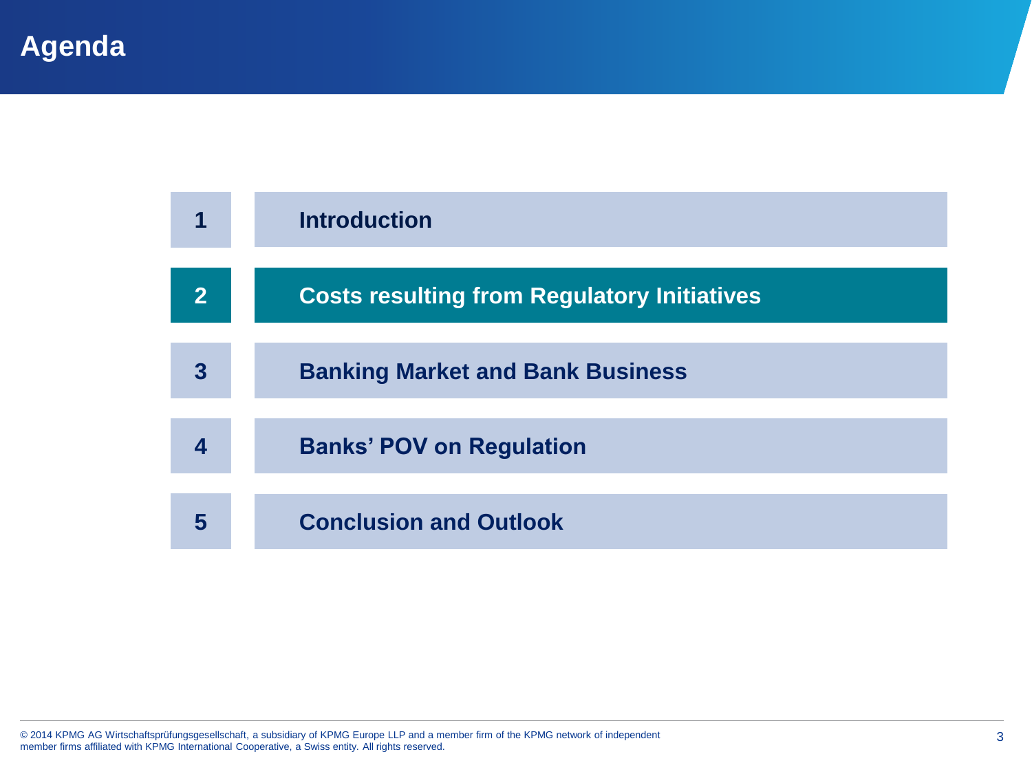# Agenda

1. Introduction
2. **Costs resulting from Regulatory Initiatives**
3. Banking Market and Bank Business
4. Banks' POV on Regulation
5. Conclusion and Outlook

© 2014 KPMG AG Wirtschaftsprüfungsgesellschaft, a subsidiary of KPMG Europe LLP and a member firm of the KPMG network of independent member firms affiliated with KPMG International Cooperative, a Swiss entity. All rights reserved.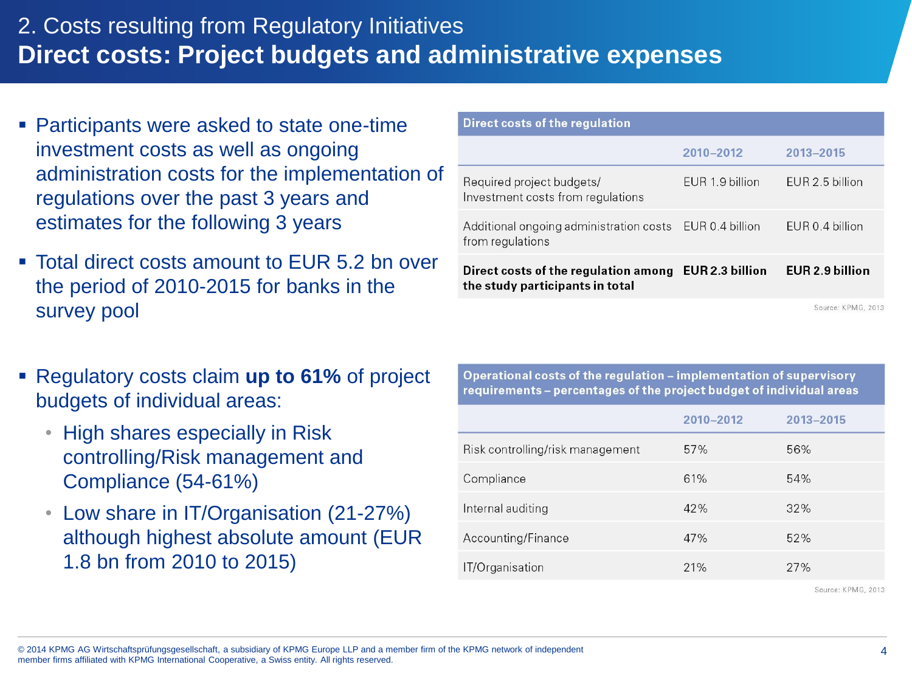# 2. Costs resulting from Regulatory Initiatives

## Direct costs: Project budgets and administrative expenses

- Participants were asked to state one-time investment costs as well as ongoing administration costs for the implementation of regulations over the past 3 years and estimates for the following 3 years
- Total direct costs amount to EUR 5.2 bn over the period of 2010-2015 for banks in the survey pool

**Direct costs of the regulation**

| | 2010–2012 | 2013–2015 |
|---|---|---|
| Required project budgets/ Investment costs from regulations | EUR 1.9 billion | EUR 2.5 billion |
| Additional ongoing administration costs from regulations | EUR 0.4 billion | EUR 0.4 billion |
| **Direct costs of the regulation among the study participants in total** | **EUR 2.3 billion** | **EUR 2.9 billion** |

Source: KPMG, 2013

- Regulatory costs claim **up to 61%** of project budgets of individual areas:
  - High shares especially in Risk controlling/Risk management and Compliance (54-61%)
  - Low share in IT/Organisation (21-27%) although highest absolute amount (EUR 1.8 bn from 2010 to 2015)

**Operational costs of the regulation – implementation of supervisory requirements – percentages of the project budget of individual areas**

| | 2010–2012 | 2013–2015 |
|---|---|---|
| Risk controlling/risk management | 57% | 56% |
| Compliance | 61% | 54% |
| Internal auditing | 42% | 32% |
| Accounting/Finance | 47% | 52% |
| IT/Organisation | 21% | 27% |

Source: KPMG, 2013

© 2014 KPMG AG Wirtschaftsprüfungsgesellschaft, a subsidiary of KPMG Europe LLP and a member firm of the KPMG network of independent member firms affiliated with KPMG International Cooperative, a Swiss entity. All rights reserved.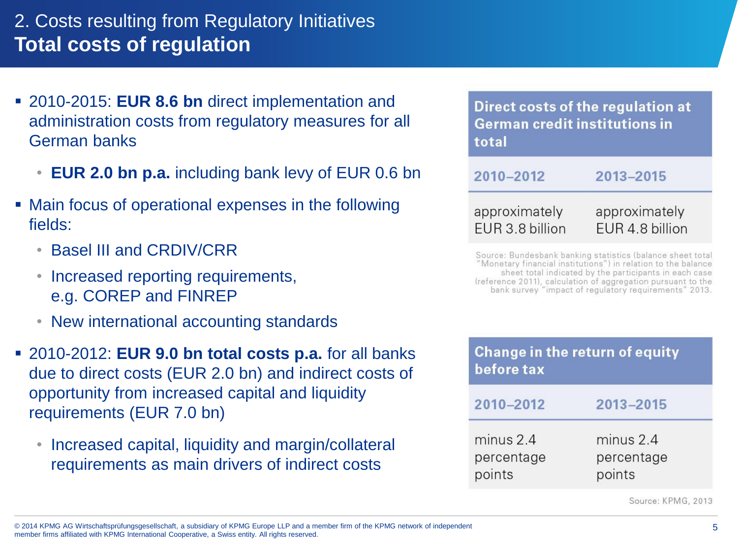## 2. Costs resulting from Regulatory Initiatives

# Total costs of regulation

- 2010-2015: **EUR 8.6 bn** direct implementation and administration costs from regulatory measures for all German banks
  - **EUR 2.0 bn p.a.** including bank levy of EUR 0.6 bn
- Main focus of operational expenses in the following fields:
  - Basel III and CRDIV/CRR
  - Increased reporting requirements, e.g. COREP and FINREP
  - New international accounting standards
- 2010-2012: **EUR 9.0 bn total costs p.a.** for all banks due to direct costs (EUR 2.0 bn) and indirect costs of opportunity from increased capital and liquidity requirements (EUR 7.0 bn)
  - Increased capital, liquidity and margin/collateral requirements as main drivers of indirect costs

**Direct costs of the regulation at German credit institutions in total**

| 2010–2012 | 2013–2015 |
|---|---|
| approximately EUR 3.8 billion | approximately EUR 4.8 billion |

Source: Bundesbank banking statistics (balance sheet total "Monetary financial institutions") in relation to the balance sheet total indicated by the participants in each case (reference 2011), calculation of aggregation pursuant to the bank survey "impact of regulatory requirements" 2013.

**Change in the return of equity before tax**

| 2010–2012 | 2013–2015 |
|---|---|
| minus 2.4 percentage points | minus 2.4 percentage points |

Source: KPMG, 2013

© 2014 KPMG AG Wirtschaftsprüfungsgesellschaft, a subsidiary of KPMG Europe LLP and a member firm of the KPMG network of independent member firms affiliated with KPMG International Cooperative, a Swiss entity. All rights reserved.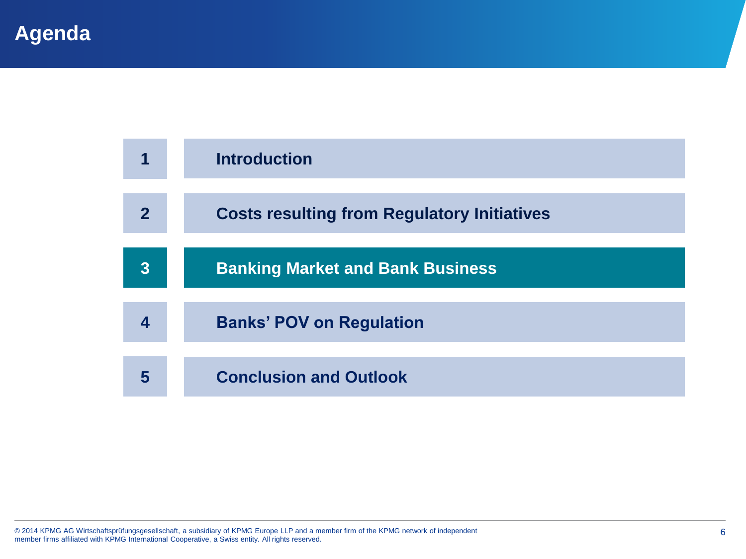# Agenda

1. Introduction
2. Costs resulting from Regulatory Initiatives
3. **Banking Market and Bank Business**
4. Banks' POV on Regulation
5. Conclusion and Outlook

© 2014 KPMG AG Wirtschaftsprüfungsgesellschaft, a subsidiary of KPMG Europe LLP and a member firm of the KPMG network of independent member firms affiliated with KPMG International Cooperative, a Swiss entity. All rights reserved.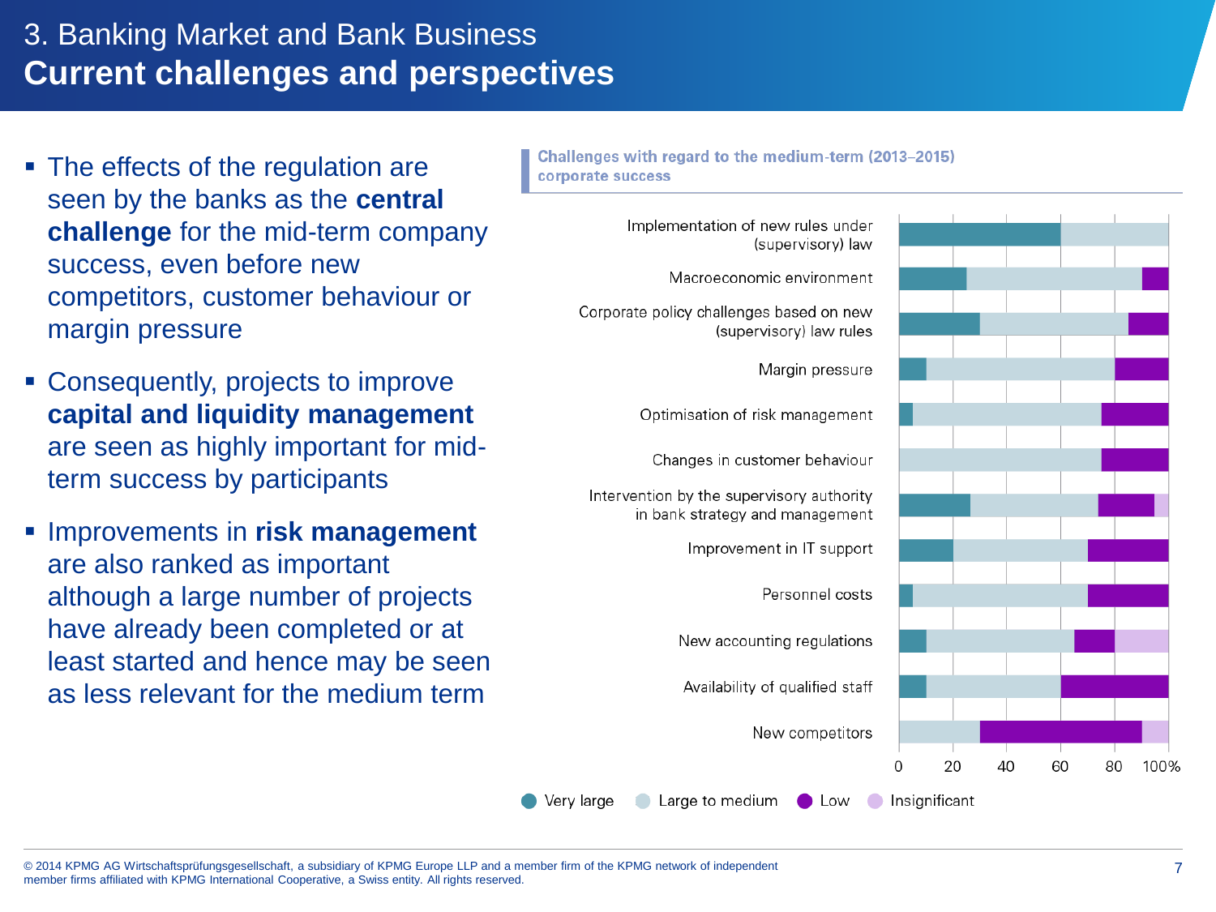# 3. Banking Market and Bank Business

## Current challenges and perspectives

- The effects of the regulation are seen by the banks as the **central challenge** for the mid-term company success, even before new competitors, customer behaviour or margin pressure
- Consequently, projects to improve **capital and liquidity management** are seen as highly important for mid-term success by participants
- Improvements in **risk management** are also ranked as important although a large number of projects have already been completed or at least started and hence may be seen as less relevant for the medium term

**Challenges with regard to the medium-term (2013–2015) corporate success**

| Challenge | Very large | Large to medium | Low | Insignificant |
|---|---|---|---|---|
| Implementation of new rules under (supervisory) law | 60 | 40 | 0 | 0 |
| Macroeconomic environment | 25 | 65 | 10 | 0 |
| Corporate policy challenges based on new (supervisory) law rules | 30 | 55 | 15 | 0 |
| Margin pressure | 10 | 70 | 20 | 0 |
| Optimisation of risk management | 5 | 70 | 25 | 0 |
| Changes in customer behaviour | 0 | 75 | 25 | 0 |
| Intervention by the supervisory authority in bank strategy and management | 27 | 47 | 21 | 5 |
| Improvement in IT support | 20 | 50 | 30 | 0 |
| Personnel costs | 5 | 65 | 30 | 0 |
| New accounting regulations | 10 | 55 | 15 | 20 |
| Availability of qualified staff | 10 | 50 | 40 | 0 |
| New competitors | 0 | 30 | 60 | 10 |

(Values in %, approximate readings from chart)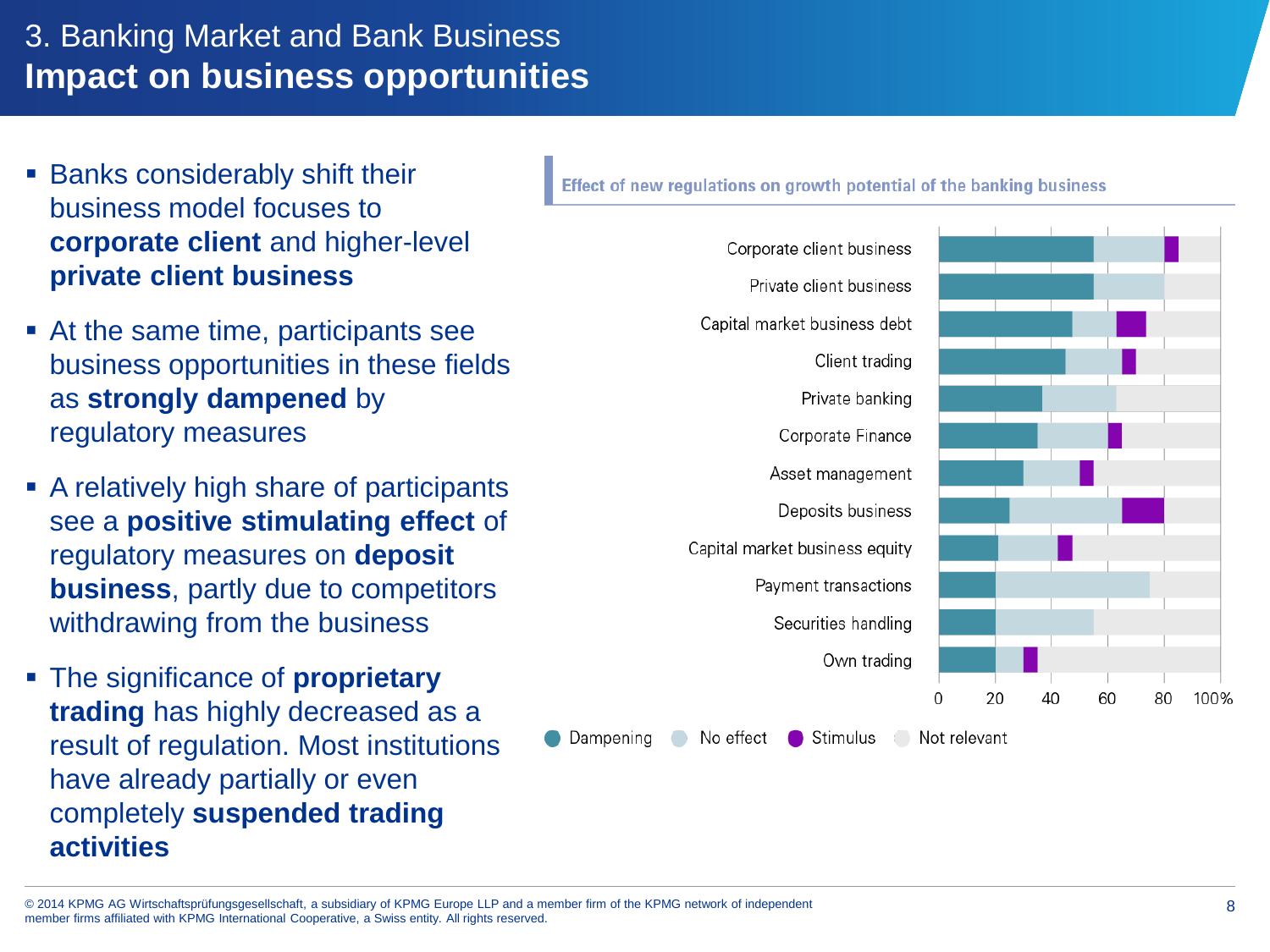# 3. Banking Market and Bank Business

## Impact on business opportunities

- Banks considerably shift their business model focuses to **corporate client** and higher-level **private client business**
- At the same time, participants see business opportunities in these fields as **strongly dampened** by regulatory measures
- A relatively high share of participants see a **positive stimulating effect** of regulatory measures on **deposit business**, partly due to competitors withdrawing from the business
- The significance of **proprietary trading** has highly decreased as a result of regulation. Most institutions have already partially or even completely **suspended trading activities**

**Effect of new regulations on growth potential of the banking business**

| | Dampening | No effect | Stimulus | Not relevant |
|---|---|---|---|---|
| Corporate client business | 55 | 25 | 5 | 15 |
| Private client business | 55 | 25 | 0 | 20 |
| Capital market business debt | 47 | 16 | 11 | 26 |
| Client trading | 45 | 20 | 5 | 30 |
| Private banking | 37 | 26 | 0 | 37 |
| Corporate Finance | 35 | 25 | 5 | 35 |
| Asset management | 30 | 20 | 5 | 45 |
| Deposits business | 25 | 40 | 15 | 20 |
| Capital market business equity | 21 | 21 | 5 | 53 |
| Payment transactions | 20 | 55 | 0 | 25 |
| Securities handling | 20 | 35 | 0 | 45 |
| Own trading | 20 | 10 | 5 | 65 |

0 20 40 60 80 100%

● Dampening ● No effect ● Stimulus ● Not relevant

© 2014 KPMG AG Wirtschaftsprüfungsgesellschaft, a subsidiary of KPMG Europe LLP and a member firm of the KPMG network of independent member firms affiliated with KPMG International Cooperative, a Swiss entity. All rights reserved.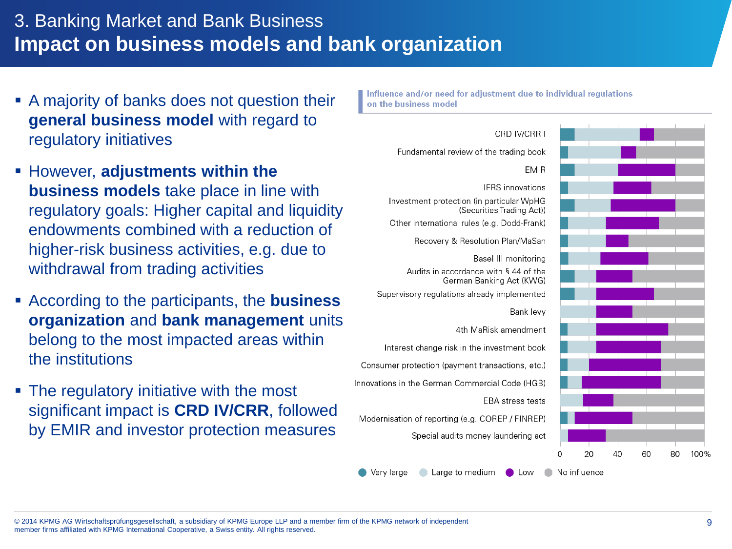# 3. Banking Market and Bank Business

## Impact on business models and bank organization

- A majority of banks does not question their **general business model** with regard to regulatory initiatives
- However, **adjustments within the business models** take place in line with regulatory goals: Higher capital and liquidity endowments combined with a reduction of higher-risk business activities, e.g. due to withdrawal from trading activities
- According to the participants, the **business organization** and **bank management** units belong to the most impacted areas within the institutions
- The regulatory initiative with the most significant impact is **CRD IV/CRR**, followed by EMIR and investor protection measures

**Influence and/or need for adjustment due to individual regulations on the business model**

- CRD IV/CRR I
- Fundamental review of the trading book
- EMIR
- IFRS innovations
- Investment protection (in particular WpHG (Securities Trading Act))
- Other international rules (e.g. Dodd-Frank)
- Recovery & Resolution Plan/MaSan
- Basel III monitoring
- Audits in accordance with § 44 of the German Banking Act (KWG)
- Supervisory regulations already implemented
- Bank levy
- 4th MaRisk amendment
- Interest change risk in the investment book
- Consumer protection (payment transactions, etc.)
- Innovations in the German Commercial Code (HGB)
- EBA stress tests
- Modernisation of reporting (e.g. COREP / FINREP)
- Special audits money laundering act

Scale: 0, 20, 40, 60, 80, 100%

Legend: Very large, Large to medium, Low, No influence

© 2014 KPMG AG Wirtschaftsprüfungsgesellschaft, a subsidiary of KPMG Europe LLP and a member firm of the KPMG network of independent member firms affiliated with KPMG International Cooperative, a Swiss entity. All rights reserved.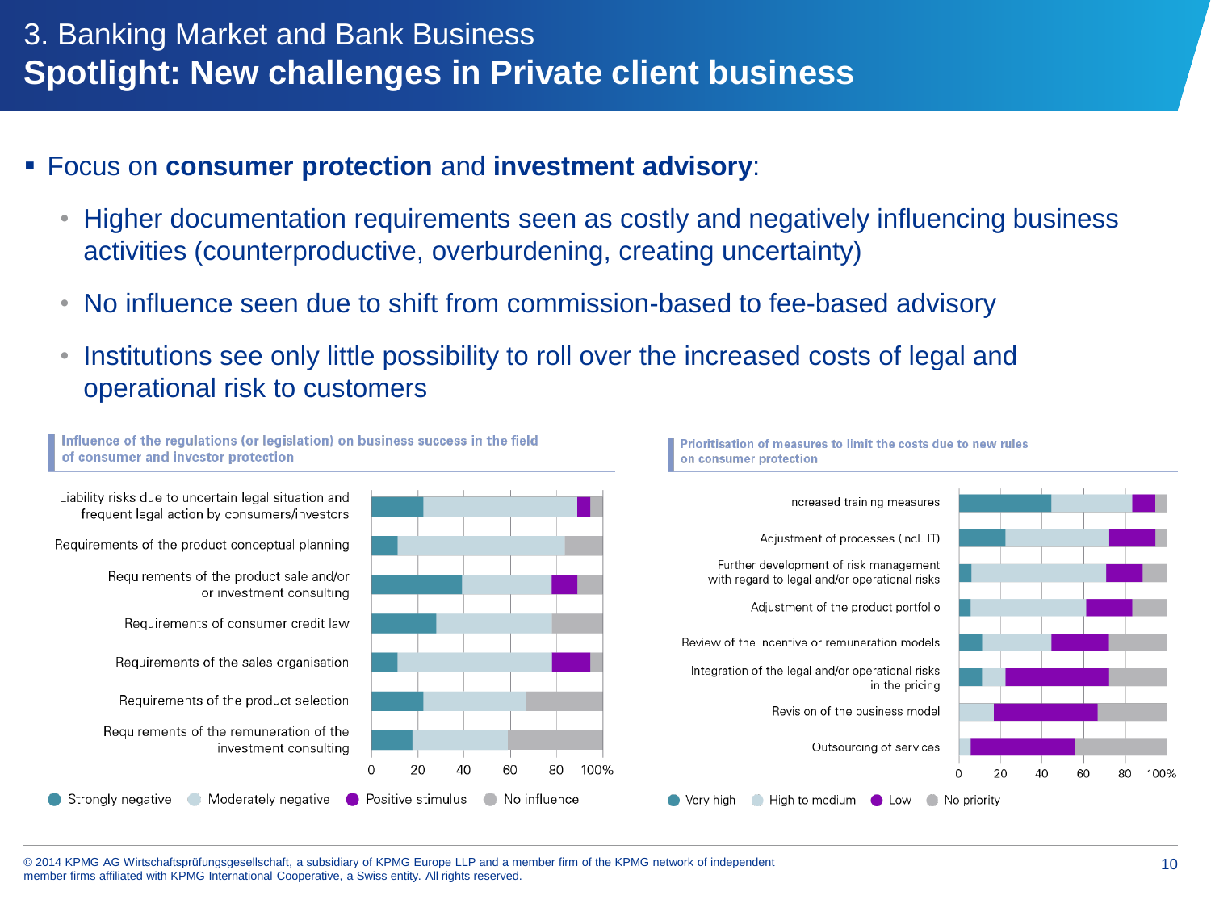# 3. Banking Market and Bank Business

## Spotlight: New challenges in Private client business

- Focus on **consumer protection** and **investment advisory**:
  - Higher documentation requirements seen as costly and negatively influencing business activities (counterproductive, overburdening, creating uncertainty)
  - No influence seen due to shift from commission-based to fee-based advisory
  - Institutions see only little possibility to roll over the increased costs of legal and operational risk to customers

**Influence of the regulations (or legislation) on business success in the field of consumer and investor protection**

- Liability risks due to uncertain legal situation and frequent legal action by consumers/investors
- Requirements of the product conceptual planning
- Requirements of the product sale and/or or investment consulting
- Requirements of consumer credit law
- Requirements of the sales organisation
- Requirements of the product selection
- Requirements of the remuneration of the investment consulting

0 20 40 60 80 100%

Strongly negative | Moderately negative | Positive stimulus | No influence

**Prioritisation of measures to limit the costs due to new rules on consumer protection**

- Increased training measures
- Adjustment of processes (incl. IT)
- Further development of risk management with regard to legal and/or operational risks
- Adjustment of the product portfolio
- Review of the incentive or remuneration models
- Integration of the legal and/or operational risks in the pricing
- Revision of the business model
- Outsourcing of services

0 20 40 60 80 100%

Very high | High to medium | Low | No priority

© 2014 KPMG AG Wirtschaftsprüfungsgesellschaft, a subsidiary of KPMG Europe LLP and a member firm of the KPMG network of independent member firms affiliated with KPMG International Cooperative, a Swiss entity. All rights reserved.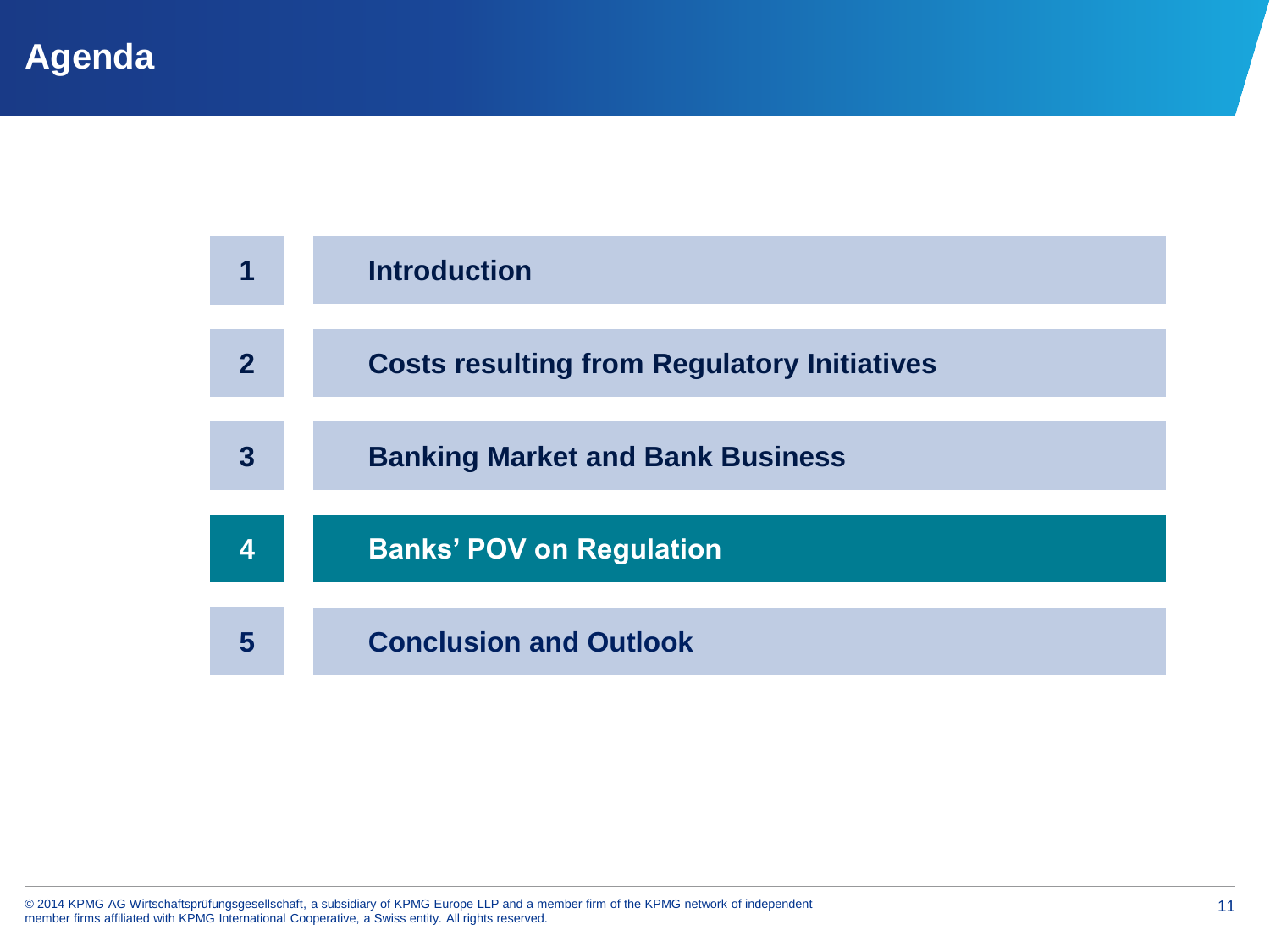# Agenda

| | |
|---|---|
| 1 | **Introduction** |
| 2 | **Costs resulting from Regulatory Initiatives** |
| 3 | **Banking Market and Bank Business** |
| 4 | **Banks' POV on Regulation** |
| 5 | **Conclusion and Outlook** |

© 2014 KPMG AG Wirtschaftsprüfungsgesellschaft, a subsidiary of KPMG Europe LLP and a member firm of the KPMG network of independent member firms affiliated with KPMG International Cooperative, a Swiss entity. All rights reserved.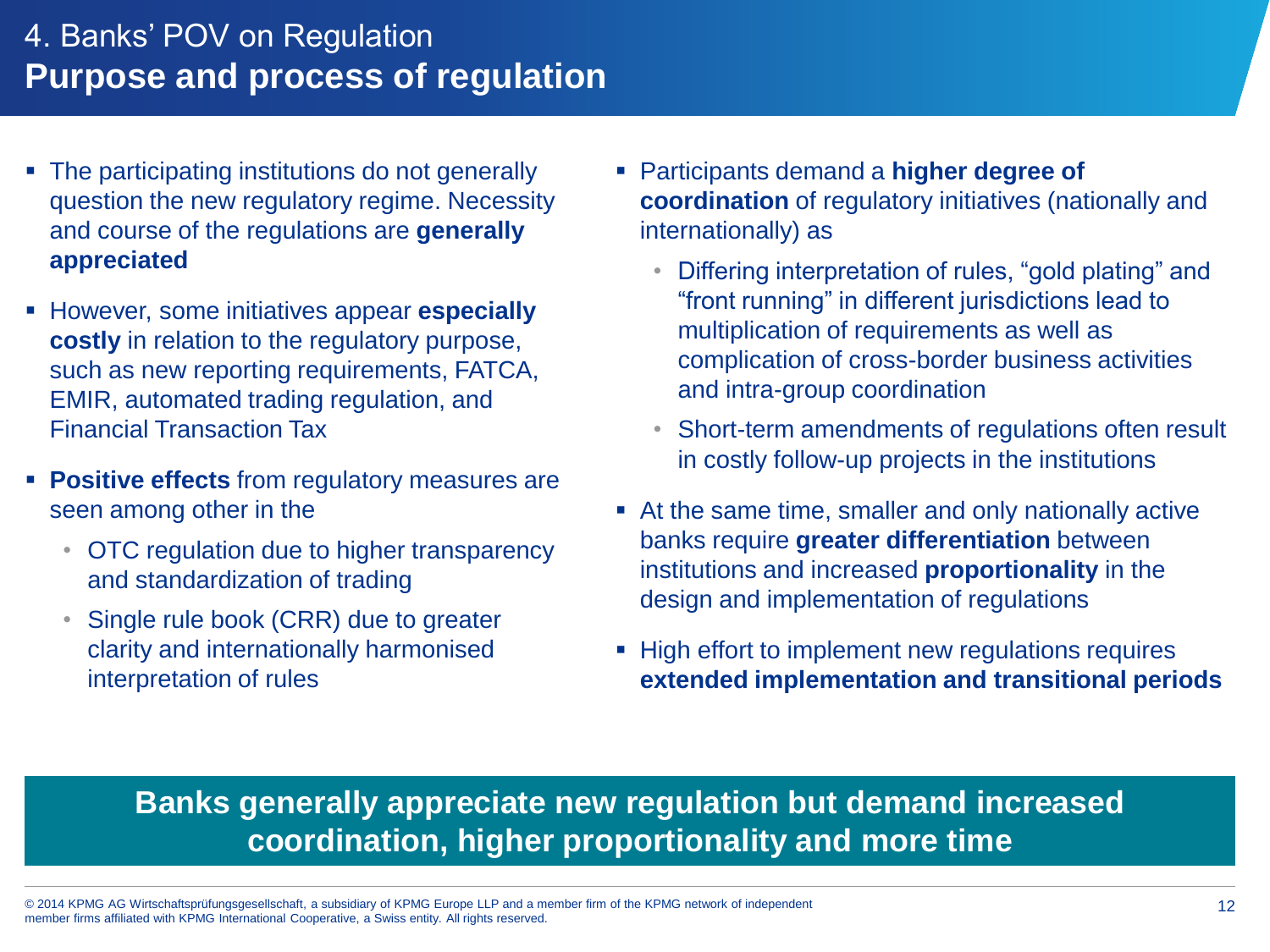# 4. Banks' POV on Regulation

## Purpose and process of regulation

- The participating institutions do not generally question the new regulatory regime. Necessity and course of the regulations are **generally appreciated**
- However, some initiatives appear **especially costly** in relation to the regulatory purpose, such as new reporting requirements, FATCA, EMIR, automated trading regulation, and Financial Transaction Tax
- **Positive effects** from regulatory measures are seen among other in the
  - OTC regulation due to higher transparency and standardization of trading
  - Single rule book (CRR) due to greater clarity and internationally harmonised interpretation of rules
- Participants demand a **higher degree of coordination** of regulatory initiatives (nationally and internationally) as
  - Differing interpretation of rules, "gold plating" and "front running" in different jurisdictions lead to multiplication of requirements as well as complication of cross-border business activities and intra-group coordination
  - Short-term amendments of regulations often result in costly follow-up projects in the institutions
- At the same time, smaller and only nationally active banks require **greater differentiation** between institutions and increased **proportionality** in the design and implementation of regulations
- High effort to implement new regulations requires **extended implementation and transitional periods**

**Banks generally appreciate new regulation but demand increased coordination, higher proportionality and more time**

© 2014 KPMG AG Wirtschaftsprüfungsgesellschaft, a subsidiary of KPMG Europe LLP and a member firm of the KPMG network of independent member firms affiliated with KPMG International Cooperative, a Swiss entity. All rights reserved.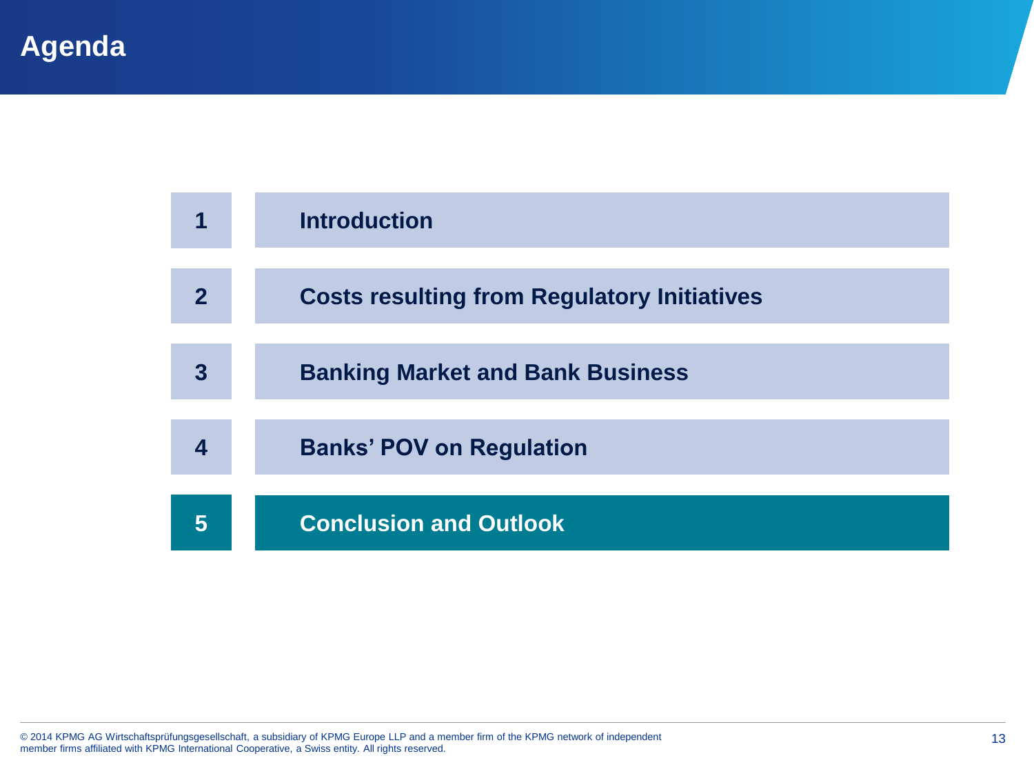# Agenda

| | |
|---|---|
| 1 | Introduction |
| 2 | Costs resulting from Regulatory Initiatives |
| 3 | Banking Market and Bank Business |
| 4 | Banks' POV on Regulation |
| **5** | **Conclusion and Outlook** |

© 2014 KPMG AG Wirtschaftsprüfungsgesellschaft, a subsidiary of KPMG Europe LLP and a member firm of the KPMG network of independent member firms affiliated with KPMG International Cooperative, a Swiss entity. All rights reserved.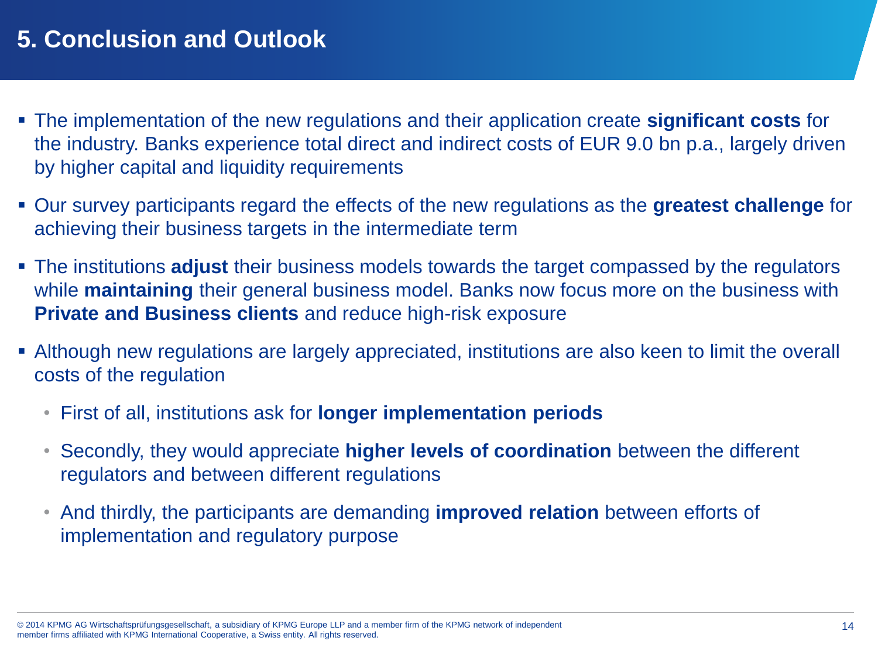# 5. Conclusion and Outlook

- The implementation of the new regulations and their application create **significant costs** for the industry. Banks experience total direct and indirect costs of EUR 9.0 bn p.a., largely driven by higher capital and liquidity requirements
- Our survey participants regard the effects of the new regulations as the **greatest challenge** for achieving their business targets in the intermediate term
- The institutions **adjust** their business models towards the target compassed by the regulators while **maintaining** their general business model. Banks now focus more on the business with **Private and Business clients** and reduce high-risk exposure
- Although new regulations are largely appreciated, institutions are also keen to limit the overall costs of the regulation
  - First of all, institutions ask for **longer implementation periods**
  - Secondly, they would appreciate **higher levels of coordination** between the different regulators and between different regulations
  - And thirdly, the participants are demanding **improved relation** between efforts of implementation and regulatory purpose

© 2014 KPMG AG Wirtschaftsprüfungsgesellschaft, a subsidiary of KPMG Europe LLP and a member firm of the KPMG network of independent member firms affiliated with KPMG International Cooperative, a Swiss entity. All rights reserved.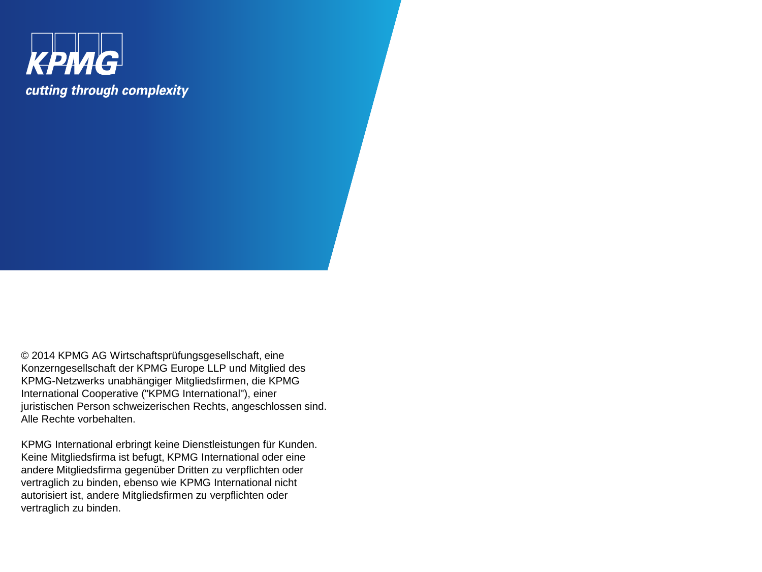KPMG

cutting through complexity

© 2014 KPMG AG Wirtschaftsprüfungsgesellschaft, eine Konzerngesellschaft der KPMG Europe LLP und Mitglied des KPMG-Netzwerks unabhängiger Mitgliedsfirmen, die KPMG International Cooperative ("KPMG International"), einer juristischen Person schweizerischen Rechts, angeschlossen sind. Alle Rechte vorbehalten.

KPMG International erbringt keine Dienstleistungen für Kunden. Keine Mitgliedsfirma ist befugt, KPMG International oder eine andere Mitgliedsfirma gegenüber Dritten zu verpflichten oder vertraglich zu binden, ebenso wie KPMG International nicht autorisiert ist, andere Mitgliedsfirmen zu verpflichten oder vertraglich zu binden.